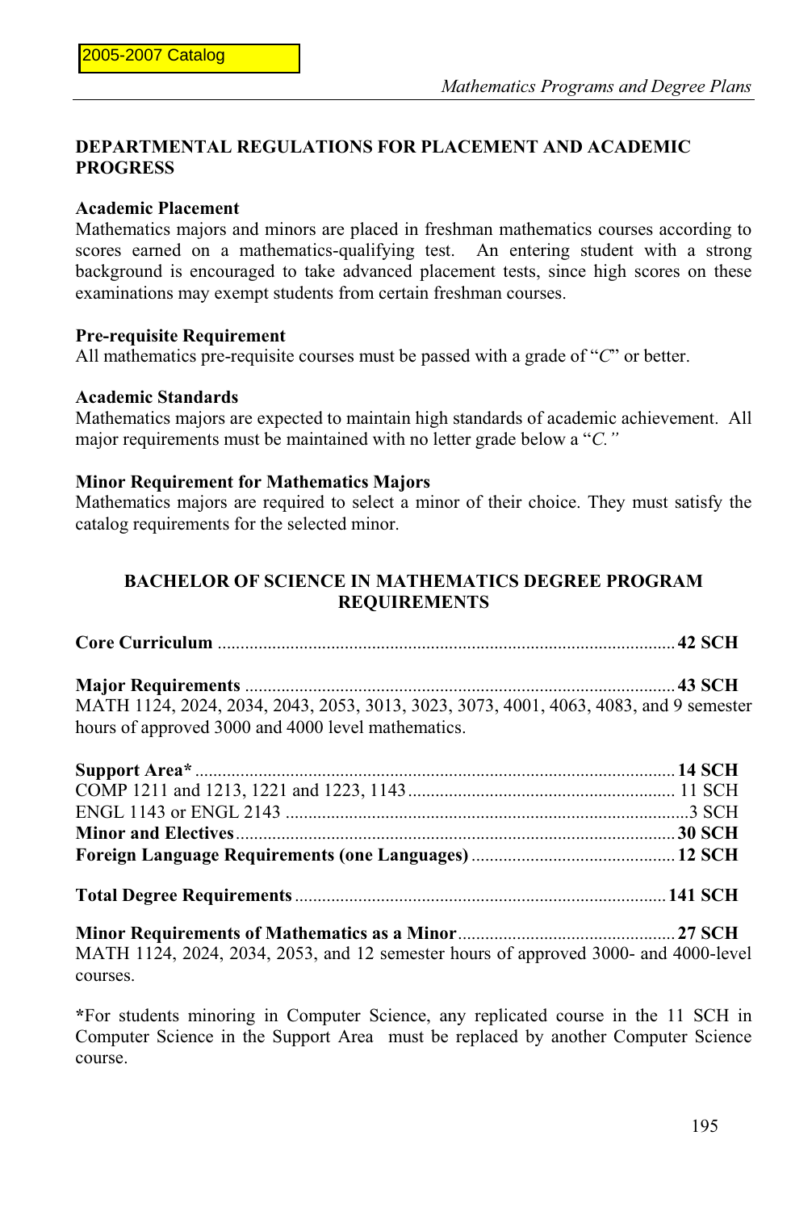## DEPARTMENTAL REGULATIONS FOR PLACEMENT AND ACADEMIC PROGRESS

### Academic Placement

Mathematics majors and minors are placed in freshman mathematics courses according to scores earned on a mathematics-qualifying test. An entering student with a strong background is encouraged to take advanced placement tests, since high scores on these examinations may exempt students from certain freshman courses.

### Pre-requisite Requirement

All mathematics pre-requisite courses must be passed with a grade of "*C*" or better.

### Academic Standards

Mathematics majors are expected to maintain high standards of academic achievement. All major requirements must be maintained with no letter grade below a "*C.*"

### Minor Requirement for Mathematics Majors

Mathematics majors are required to select a minor of their choice. They must satisfy the catalog requirements for the selected minor.

## BACHELOR OF SCIENCE IN MATHEMATICS DEGREE PROGRAM REQUIREMENTS

**Core Curriculum** .......... **42 SCH**

**Major Requirements** .......... **43 SCH**
MATH 1124, 2024, 2034, 2043, 2053, 3013, 3023, 3073, 4001, 4063, 4083, and 9 semester hours of approved 3000 and 4000 level mathematics.

**Support Area*** .......... **14 SCH**
COMP 1211 and 1213, 1221 and 1223, 1143 .......... 11 SCH
ENGL 1143 or ENGL 2143 .......... 3 SCH
**Minor and Electives** .......... **30 SCH**
**Foreign Language Requirements (one Languages)** .......... **12 SCH**

**Total Degree Requirements** .......... **141 SCH**

**Minor Requirements of Mathematics as a Minor** .......... **27 SCH**
MATH 1124, 2024, 2034, 2053, and 12 semester hours of approved 3000- and 4000-level courses.

***For students minoring in Computer Science, any replicated course in the 11 SCH in Computer Science in the Support Area must be replaced by another Computer Science course.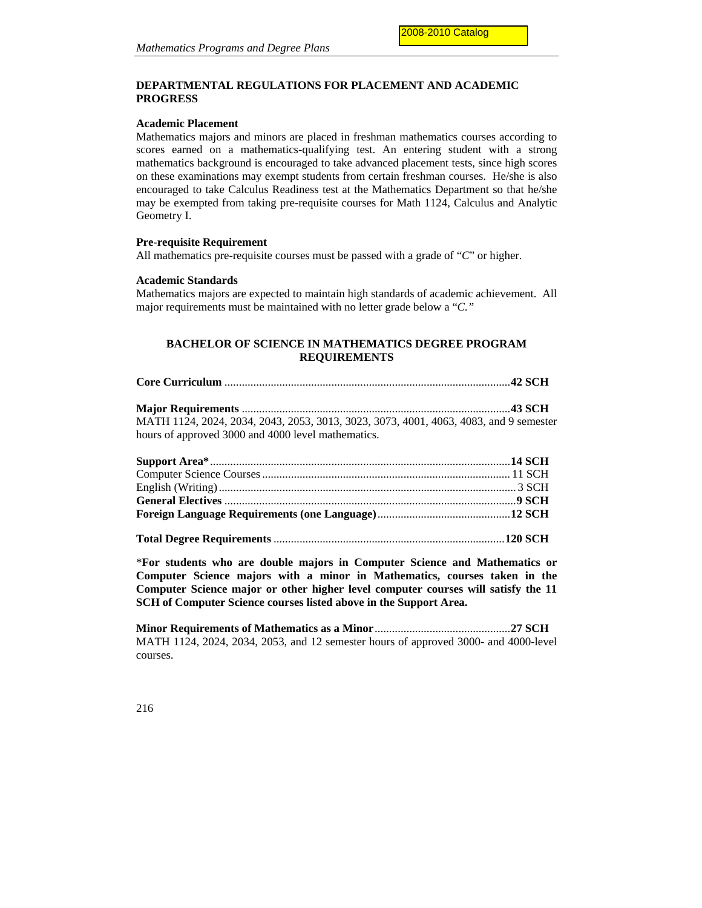## DEPARTMENTAL REGULATIONS FOR PLACEMENT AND ACADEMIC PROGRESS

### Academic Placement

Mathematics majors and minors are placed in freshman mathematics courses according to scores earned on a mathematics-qualifying test. An entering student with a strong mathematics background is encouraged to take advanced placement tests, since high scores on these examinations may exempt students from certain freshman courses. He/she is also encouraged to take Calculus Readiness test at the Mathematics Department so that he/she may be exempted from taking pre-requisite courses for Math 1124, Calculus and Analytic Geometry I.

### Pre-requisite Requirement

All mathematics pre-requisite courses must be passed with a grade of "*C*" or higher.

### Academic Standards

Mathematics majors are expected to maintain high standards of academic achievement. All major requirements must be maintained with no letter grade below a "*C.*"

## BACHELOR OF SCIENCE IN MATHEMATICS DEGREE PROGRAM REQUIREMENTS

**Core Curriculum** .......................................................................................**42 SCH**

**Major Requirements** ...................................................................................**43 SCH**
MATH 1124, 2024, 2034, 2043, 2053, 3013, 3023, 3073, 4001, 4063, 4083, and 9 semester hours of approved 3000 and 4000 level mathematics.

**Support Area*** ...........................................................................................**14 SCH**
Computer Science Courses ............................................................................. 11 SCH
English (Writing) ........................................................................................... 3 SCH
**General Electives** .......................................................................................**9 SCH**
**Foreign Language Requirements (one Language)** ......................................**12 SCH**

**Total Degree Requirements** .....................................................................**120 SCH**

***For students who are double majors in Computer Science and Mathematics or Computer Science majors with a minor in Mathematics, courses taken in the Computer Science major or other higher level computer courses will satisfy the 11 SCH of Computer Science courses listed above in the Support Area.**

**Minor Requirements of Mathematics as a Minor** .......................................**27 SCH**
MATH 1124, 2024, 2034, 2053, and 12 semester hours of approved 3000- and 4000-level courses.